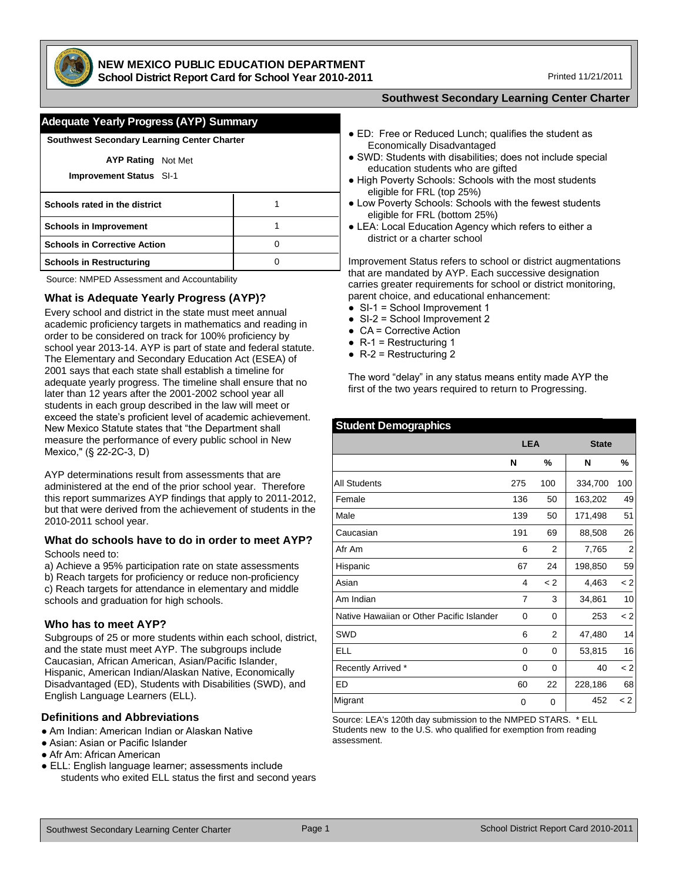# NEW MEXICO PUBLIC EDUCATION DEPARTMENT
## School District Report Card for School Year 2010-2011

Printed 11/21/2011

**Southwest Secondary Learning Center Charter**

## Adequate Yearly Progress (AYP) Summary

**Southwest Secondary Learning Center Charter**

**AYP Rating** Not Met

**Improvement Status** SI-1

| | |
|---|---|
| **Schools rated in the district** | 1 |
| **Schools in Improvement** | 1 |
| **Schools in Corrective Action** | 0 |
| **Schools in Restructuring** | 0 |

Source: NMPED Assessment and Accountability

### What is Adequate Yearly Progress (AYP)?

Every school and district in the state must meet annual academic proficiency targets in mathematics and reading in order to be considered on track for 100% proficiency by school year 2013-14. AYP is part of state and federal statute. The Elementary and Secondary Education Act (ESEA) of 2001 says that each state shall establish a timeline for adequate yearly progress. The timeline shall ensure that no later than 12 years after the 2001-2002 school year all students in each group described in the law will meet or exceed the state's proficient level of academic achievement. New Mexico Statute states that "the Department shall measure the performance of every public school in New Mexico," (§ 22-2C-3, D)

AYP determinations result from assessments that are administered at the end of the prior school year. Therefore this report summarizes AYP findings that apply to 2011-2012, but that were derived from the achievement of students in the 2010-2011 school year.

### What do schools have to do in order to meet AYP?

Schools need to:

a) Achieve a 95% participation rate on state assessments
b) Reach targets for proficiency or reduce non-proficiency
c) Reach targets for attendance in elementary and middle schools and graduation for high schools.

### Who has to meet AYP?

Subgroups of 25 or more students within each school, district, and the state must meet AYP. The subgroups include Caucasian, African American, Asian/Pacific Islander, Hispanic, American Indian/Alaskan Native, Economically Disadvantaged (ED), Students with Disabilities (SWD), and English Language Learners (ELL).

### Definitions and Abbreviations

- Am Indian: American Indian or Alaskan Native
- Asian: Asian or Pacific Islander
- Afr Am: African American
- ELL: English language learner; assessments include students who exited ELL status the first and second years
- ED: Free or Reduced Lunch; qualifies the student as Economically Disadvantaged
- SWD: Students with disabilities; does not include special education students who are gifted
- High Poverty Schools: Schools with the most students eligible for FRL (top 25%)
- Low Poverty Schools: Schools with the fewest students eligible for FRL (bottom 25%)
- LEA: Local Education Agency which refers to either a district or a charter school

Improvement Status refers to school or district augmentations that are mandated by AYP. Each successive designation carries greater requirements for school or district monitoring, parent choice, and educational enhancement:

- SI-1 = School Improvement 1
- SI-2 = School Improvement 2
- CA = Corrective Action
- R-1 = Restructuring 1
- R-2 = Restructuring 2

The word "delay" in any status means entity made AYP the first of the two years required to return to Progressing.

## Student Demographics

| | LEA | | State | |
|---|---|---|---|---|
| | **N** | **%** | **N** | **%** |
| All Students | 275 | 100 | 334,700 | 100 |
| Female | 136 | 50 | 163,202 | 49 |
| Male | 139 | 50 | 171,498 | 51 |
| Caucasian | 191 | 69 | 88,508 | 26 |
| Afr Am | 6 | 2 | 7,765 | 2 |
| Hispanic | 67 | 24 | 198,850 | 59 |
| Asian | 4 | < 2 | 4,463 | < 2 |
| Am Indian | 7 | 3 | 34,861 | 10 |
| Native Hawaiian or Other Pacific Islander | 0 | 0 | 253 | < 2 |
| SWD | 6 | 2 | 47,480 | 14 |
| ELL | 0 | 0 | 53,815 | 16 |
| Recently Arrived * | 0 | 0 | 40 | < 2 |
| ED | 60 | 22 | 228,186 | 68 |
| Migrant | 0 | 0 | 452 | < 2 |

Source: LEA's 120th day submission to the NMPED STARS. * ELL Students new to the U.S. who qualified for exemption from reading assessment.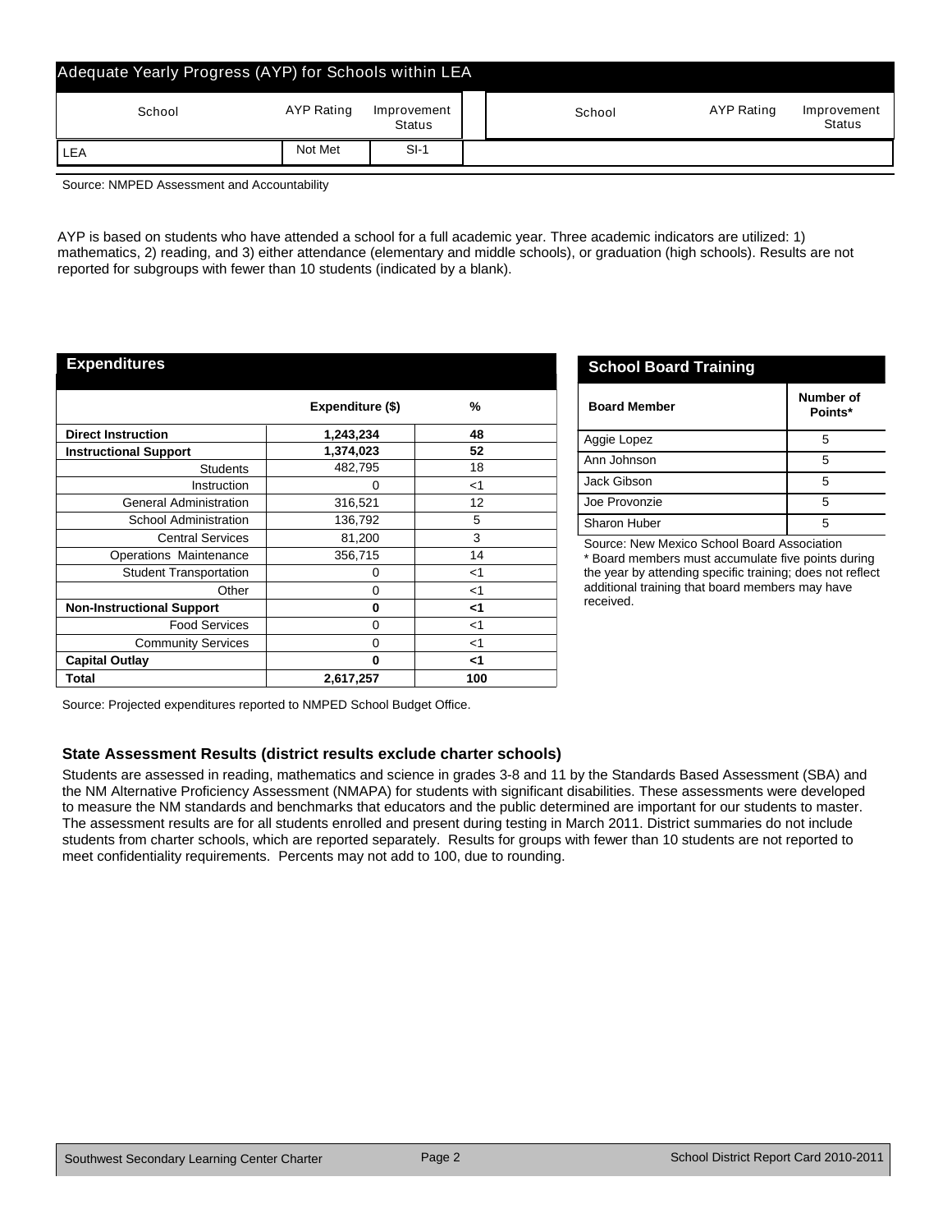## Adequate Yearly Progress (AYP) for Schools within LEA

| School | AYP Rating | Improvement Status | School | AYP Rating | Improvement Status |
|---|---|---|---|---|---|
| LEA | Not Met | SI-1 | | | |

Source: NMPED Assessment and Accountability

AYP is based on students who have attended a school for a full academic year. Three academic indicators are utilized: 1) mathematics, 2) reading, and 3) either attendance (elementary and middle schools), or graduation (high schools). Results are not reported for subgroups with fewer than 10 students (indicated by a blank).

## Expenditures

| | Expenditure ($) | % |
|---|---|---|
| **Direct Instruction** | **1,243,234** | **48** |
| **Instructional Support** | **1,374,023** | **52** |
| Students | 482,795 | 18 |
| Instruction | 0 | <1 |
| General Administration | 316,521 | 12 |
| School Administration | 136,792 | 5 |
| Central Services | 81,200 | 3 |
| Operations Maintenance | 356,715 | 14 |
| Student Transportation | 0 | <1 |
| Other | 0 | <1 |
| **Non-Instructional Support** | **0** | **<1** |
| Food Services | 0 | <1 |
| Community Services | 0 | <1 |
| **Capital Outlay** | **0** | **<1** |
| **Total** | **2,617,257** | **100** |

Source: Projected expenditures reported to NMPED School Budget Office.

## School Board Training

| Board Member | Number of Points* |
|---|---|
| Aggie Lopez | 5 |
| Ann Johnson | 5 |
| Jack Gibson | 5 |
| Joe Provonzie | 5 |
| Sharon Huber | 5 |

Source: New Mexico School Board Association
* Board members must accumulate five points during the year by attending specific training; does not reflect additional training that board members may have received.

### State Assessment Results (district results exclude charter schools)

Students are assessed in reading, mathematics and science in grades 3-8 and 11 by the Standards Based Assessment (SBA) and the NM Alternative Proficiency Assessment (NMAPA) for students with significant disabilities. These assessments were developed to measure the NM standards and benchmarks that educators and the public determined are important for our students to master. The assessment results are for all students enrolled and present during testing in March 2011. District summaries do not include students from charter schools, which are reported separately. Results for groups with fewer than 10 students are not reported to meet confidentiality requirements. Percents may not add to 100, due to rounding.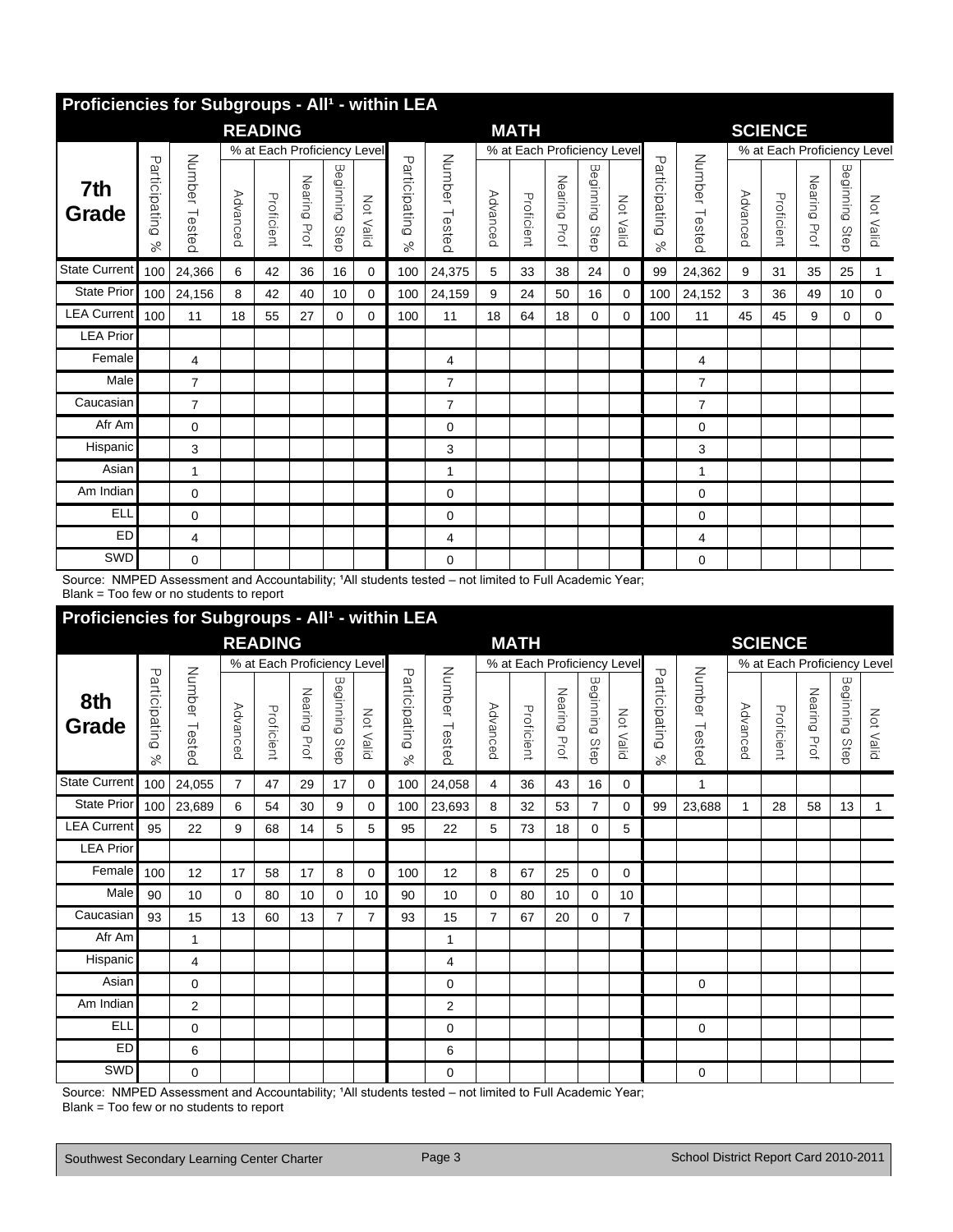## Proficiencies for Subgroups - All[1] - within LEA

| 7th Grade | READING | | | | | | | MATH | | | | | | | SCIENCE | | | | | | |
|---|---|---|---|---|---|---|---|---|---|---|---|---|---|---|---|---|---|---|---|---|---|
| | | | % at Each Proficiency Level | | | | | | | % at Each Proficiency Level | | | | | | | % at Each Proficiency Level | | | | |
| | Participating % | Number Tested | Advanced | Proficient | Nearing Prof | Beginning Step | Not Valid | Participating % | Number Tested | Advanced | Proficient | Nearing Prof | Beginning Step | Not Valid | Participating % | Number Tested | Advanced | Proficient | Nearing Prof | Beginning Step | Not Valid |
| State Current | 100 | 24,366 | 6 | 42 | 36 | 16 | 0 | 100 | 24,375 | 5 | 33 | 38 | 24 | 0 | 99 | 24,362 | 9 | 31 | 35 | 25 | 1 |
| State Prior | 100 | 24,156 | 8 | 42 | 40 | 10 | 0 | 100 | 24,159 | 9 | 24 | 50 | 16 | 0 | 100 | 24,152 | 3 | 36 | 49 | 10 | 0 |
| LEA Current | 100 | 11 | 18 | 55 | 27 | 0 | 0 | 100 | 11 | 18 | 64 | 18 | 0 | 0 | 100 | 11 | 45 | 45 | 9 | 0 | 0 |
| LEA Prior | | | | | | | | | | | | | | | | | | | | | |
| Female | | 4 | | | | | | | 4 | | | | | | | 4 | | | | | |
| Male | | 7 | | | | | | | 7 | | | | | | | 7 | | | | | |
| Caucasian | | 7 | | | | | | | 7 | | | | | | | 7 | | | | | |
| Afr Am | | 0 | | | | | | | 0 | | | | | | | 0 | | | | | |
| Hispanic | | 3 | | | | | | | 3 | | | | | | | 3 | | | | | |
| Asian | | 1 | | | | | | | 1 | | | | | | | 1 | | | | | |
| Am Indian | | 0 | | | | | | | 0 | | | | | | | 0 | | | | | |
| ELL | | 0 | | | | | | | 0 | | | | | | | 0 | | | | | |
| ED | | 4 | | | | | | | 4 | | | | | | | 4 | | | | | |
| SWD | | 0 | | | | | | | 0 | | | | | | | 0 | | | | | |

Source: NMPED Assessment and Accountability; [1]All students tested – not limited to Full Academic Year;
Blank = Too few or no students to report

## Proficiencies for Subgroups - All[1] - within LEA

| 8th Grade | READING | | | | | | | MATH | | | | | | | SCIENCE | | | | | | |
|---|---|---|---|---|---|---|---|---|---|---|---|---|---|---|---|---|---|---|---|---|---|
| | | | % at Each Proficiency Level | | | | | | | % at Each Proficiency Level | | | | | | | % at Each Proficiency Level | | | | |
| | Participating % | Number Tested | Advanced | Proficient | Nearing Prof | Beginning Step | Not Valid | Participating % | Number Tested | Advanced | Proficient | Nearing Prof | Beginning Step | Not Valid | Participating % | Number Tested | Advanced | Proficient | Nearing Prof | Beginning Step | Not Valid |
| State Current | 100 | 24,055 | 7 | 47 | 29 | 17 | 0 | 100 | 24,058 | 4 | 36 | 43 | 16 | 0 | | 1 | | | | | |
| State Prior | 100 | 23,689 | 6 | 54 | 30 | 9 | 0 | 100 | 23,693 | 8 | 32 | 53 | 7 | 0 | 99 | 23,688 | 1 | 28 | 58 | 13 | 1 |
| LEA Current | 95 | 22 | 9 | 68 | 14 | 5 | 5 | 95 | 22 | 5 | 73 | 18 | 0 | 5 | | | | | | | |
| LEA Prior | | | | | | | | | | | | | | | | | | | | | |
| Female | 100 | 12 | 17 | 58 | 17 | 8 | 0 | 100 | 12 | 8 | 67 | 25 | 0 | 0 | | | | | | | |
| Male | 90 | 10 | 0 | 80 | 10 | 0 | 10 | 90 | 10 | 0 | 80 | 10 | 0 | 10 | | | | | | | |
| Caucasian | 93 | 15 | 13 | 60 | 13 | 7 | 7 | 93 | 15 | 7 | 67 | 20 | 0 | 7 | | | | | | | |
| Afr Am | | 1 | | | | | | | 1 | | | | | | | | | | | | |
| Hispanic | | 4 | | | | | | | 4 | | | | | | | | | | | | |
| Asian | | 0 | | | | | | | 0 | | | | | | | 0 | | | | | |
| Am Indian | | 2 | | | | | | | 2 | | | | | | | | | | | | |
| ELL | | 0 | | | | | | | 0 | | | | | | | 0 | | | | | |
| ED | | 6 | | | | | | | 6 | | | | | | | | | | | | |
| SWD | | 0 | | | | | | | 0 | | | | | | | 0 | | | | | |

Source: NMPED Assessment and Accountability; [1]All students tested – not limited to Full Academic Year;
Blank = Too few or no students to report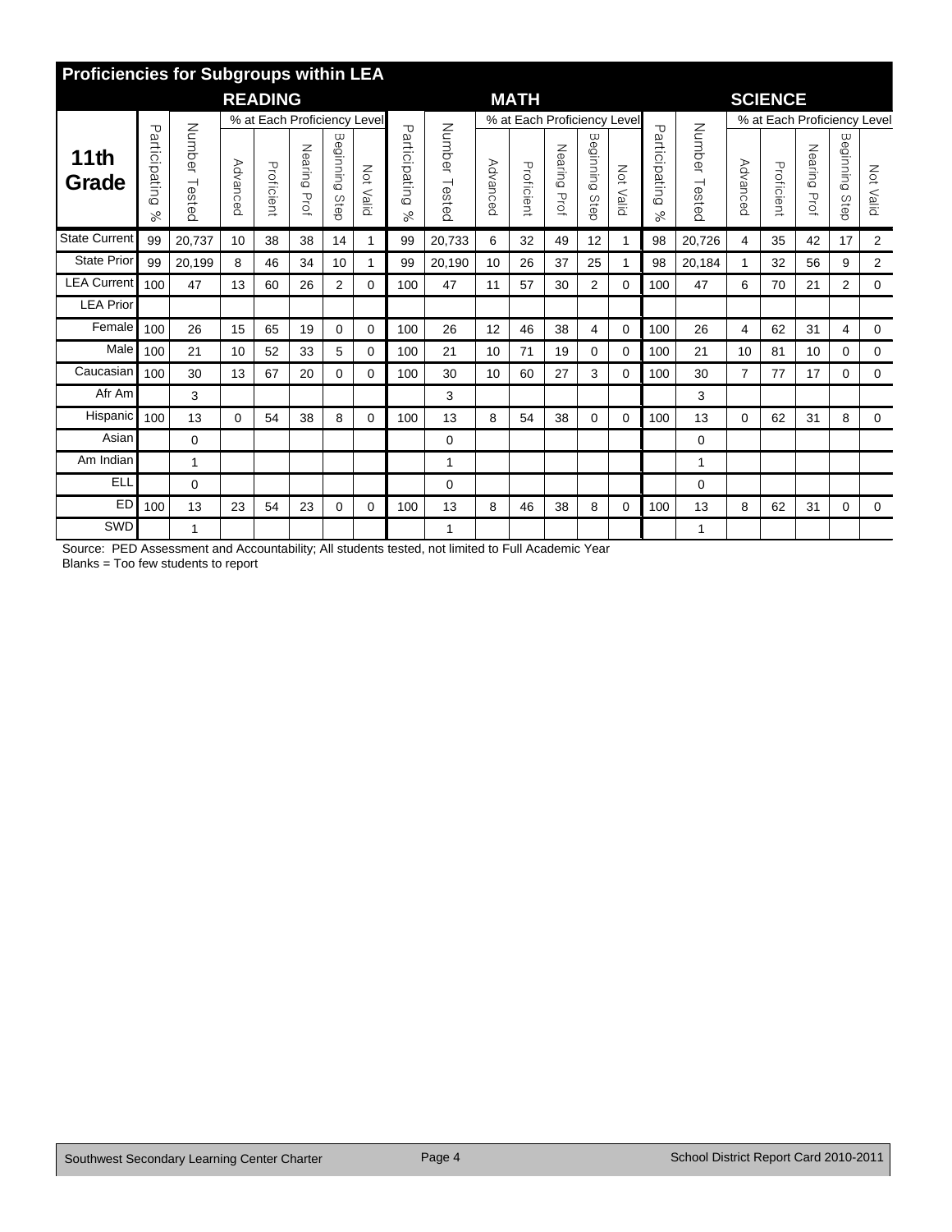## Proficiencies for Subgroups within LEA

| 11th Grade | READING | | | | | | | MATH | | | | | | | SCIENCE | | | | | | |
|---|---|---|---|---|---|---|---|---|---|---|---|---|---|---|---|---|---|---|---|---|---|
| | | | % at Each Proficiency Level | | | | | | | % at Each Proficiency Level | | | | | | | % at Each Proficiency Level | | | | |
| | Participating % | Number Tested | Advanced | Proficient | Nearing Prof | Beginning Step | Not Valid | Participating % | Number Tested | Advanced | Proficient | Nearing Prof | Beginning Step | Not Valid | Participating % | Number Tested | Advanced | Proficient | Nearing Prof | Beginning Step | Not Valid |
| State Current | 99 | 20,737 | 10 | 38 | 38 | 14 | 1 | 99 | 20,733 | 6 | 32 | 49 | 12 | 1 | 98 | 20,726 | 4 | 35 | 42 | 17 | 2 |
| State Prior | 99 | 20,199 | 8 | 46 | 34 | 10 | 1 | 99 | 20,190 | 10 | 26 | 37 | 25 | 1 | 98 | 20,184 | 1 | 32 | 56 | 9 | 2 |
| LEA Current | 100 | 47 | 13 | 60 | 26 | 2 | 0 | 100 | 47 | 11 | 57 | 30 | 2 | 0 | 100 | 47 | 6 | 70 | 21 | 2 | 0 |
| LEA Prior | | | | | | | | | | | | | | | | | | | | | |
| Female | 100 | 26 | 15 | 65 | 19 | 0 | 0 | 100 | 26 | 12 | 46 | 38 | 4 | 0 | 100 | 26 | 4 | 62 | 31 | 4 | 0 |
| Male | 100 | 21 | 10 | 52 | 33 | 5 | 0 | 100 | 21 | 10 | 71 | 19 | 0 | 0 | 100 | 21 | 10 | 81 | 10 | 0 | 0 |
| Caucasian | 100 | 30 | 13 | 67 | 20 | 0 | 0 | 100 | 30 | 10 | 60 | 27 | 3 | 0 | 100 | 30 | 7 | 77 | 17 | 0 | 0 |
| Afr Am | | 3 | | | | | | | 3 | | | | | | | 3 | | | | | |
| Hispanic | 100 | 13 | 0 | 54 | 38 | 8 | 0 | 100 | 13 | 8 | 54 | 38 | 0 | 0 | 100 | 13 | 0 | 62 | 31 | 8 | 0 |
| Asian | | 0 | | | | | | | 0 | | | | | | | 0 | | | | | |
| Am Indian | | 1 | | | | | | | 1 | | | | | | | 1 | | | | | |
| ELL | | 0 | | | | | | | 0 | | | | | | | 0 | | | | | |
| ED | 100 | 13 | 23 | 54 | 23 | 0 | 0 | 100 | 13 | 8 | 46 | 38 | 8 | 0 | 100 | 13 | 8 | 62 | 31 | 0 | 0 |
| SWD | | 1 | | | | | | | 1 | | | | | | | 1 | | | | | |

Source: PED Assessment and Accountability; All students tested, not limited to Full Academic Year
Blanks = Too few students to report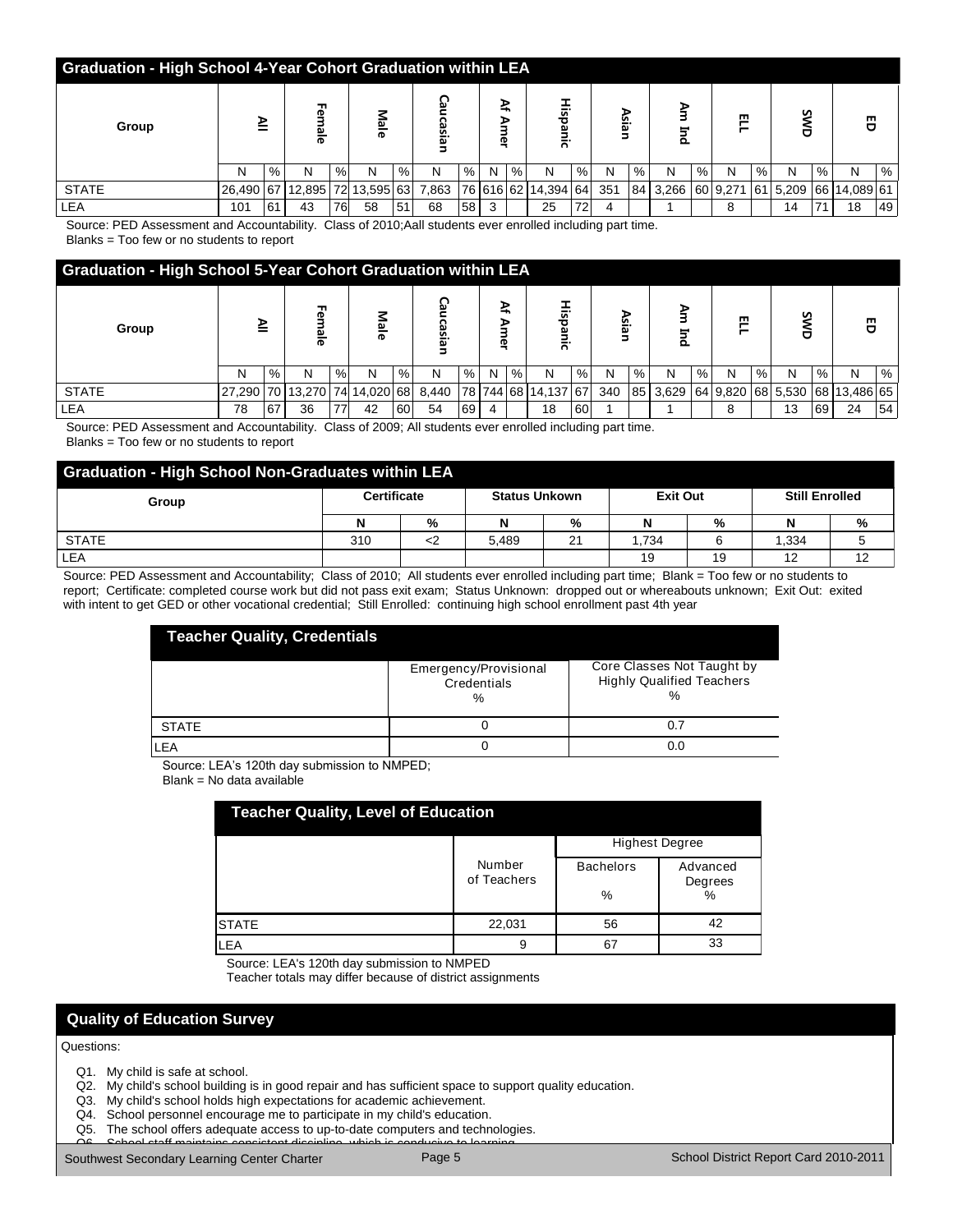## Graduation - High School 4-Year Cohort Graduation within LEA

| Group | All | | Female | | Male | | Caucasian | | Af Amer | | Hispanic | | Asian | | Am Ind | | ELL | | SWD | | ED | |
|---|---|---|---|---|---|---|---|---|---|---|---|---|---|---|---|---|---|---|---|---|---|---|
| | N | % | N | % | N | % | N | % | N | % | N | % | N | % | N | % | N | % | N | % | N | % |
| STATE | 26,490 | 67 | 12,895 | 72 | 13,595 | 63 | 7,863 | 76 | 616 | 62 | 14,394 | 64 | 351 | 84 | 3,266 | 60 | 9,271 | 61 | 5,209 | 66 | 14,089 | 61 |
| LEA | 101 | 61 | 43 | 76 | 58 | 51 | 68 | 58 | 3 | | 25 | 72 | 4 | | 1 | | 8 | | 14 | 71 | 18 | 49 |

Source: PED Assessment and Accountability. Class of 2010;Aall students ever enrolled including part time.
Blanks = Too few or no students to report

## Graduation - High School 5-Year Cohort Graduation within LEA

| Group | All | | Female | | Male | | Caucasian | | Af Amer | | Hispanic | | Asian | | Am Ind | | ELL | | SWD | | ED | |
|---|---|---|---|---|---|---|---|---|---|---|---|---|---|---|---|---|---|---|---|---|---|---|
| | N | % | N | % | N | % | N | % | N | % | N | % | N | % | N | % | N | % | N | % | N | % |
| STATE | 27,290 | 70 | 13,270 | 74 | 14,020 | 68 | 8,440 | 78 | 744 | 68 | 14,137 | 67 | 340 | 85 | 3,629 | 64 | 9,820 | 68 | 5,530 | 68 | 13,486 | 65 |
| LEA | 78 | 67 | 36 | 77 | 42 | 60 | 54 | 69 | 4 | | 18 | 60 | 1 | | 1 | | 8 | | 13 | 69 | 24 | 54 |

Source: PED Assessment and Accountability. Class of 2009; All students ever enrolled including part time.
Blanks = Too few or no students to report

## Graduation - High School Non-Graduates within LEA

| Group | Certificate | | Status Unkown | | Exit Out | | Still Enrolled | |
|---|---|---|---|---|---|---|---|---|
| | N | % | N | % | N | % | N | % |
| STATE | 310 | <2 | 5,489 | 21 | 1,734 | 6 | 1,334 | 5 |
| LEA | | | | | 19 | 19 | 12 | 12 |

Source: PED Assessment and Accountability; Class of 2010; All students ever enrolled including part time; Blank = Too few or no students to report; Certificate: completed course work but did not pass exit exam; Status Unknown: dropped out or whereabouts unknown; Exit Out: exited with intent to get GED or other vocational credential; Still Enrolled: continuing high school enrollment past 4th year

## Teacher Quality, Credentials

| | Emergency/Provisional Credentials % | Core Classes Not Taught by Highly Qualified Teachers % |
|---|---|---|
| STATE | 0 | 0.7 |
| LEA | 0 | 0.0 |

Source: LEA's 120th day submission to NMPED;
Blank = No data available

## Teacher Quality, Level of Education

| | Number of Teachers | Highest Degree | |
|---|---|---|---|
| | | Bachelors % | Advanced Degrees % |
| STATE | 22,031 | 56 | 42 |
| LEA | 9 | 67 | 33 |

Source: LEA's 120th day submission to NMPED
Teacher totals may differ because of district assignments

## Quality of Education Survey

Questions:

Q1. My child is safe at school.
Q2. My child's school building is in good repair and has sufficient space to support quality education.
Q3. My child's school holds high expectations for academic achievement.
Q4. School personnel encourage me to participate in my child's education.
Q5. The school offers adequate access to up-to-date computers and technologies.
Q6. School staff maintains consistent discipline, which is conducive to learning.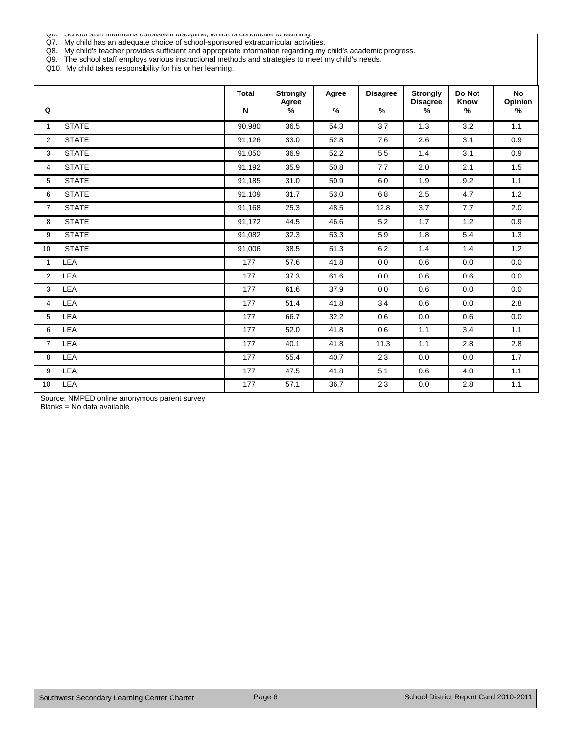Q6. School staff maintains consistent discipline, which is conducive to learning.
Q7. My child has an adequate choice of school-sponsored extracurricular activities.
Q8. My child's teacher provides sufficient and appropriate information regarding my child's academic progress.
Q9. The school staff employs various instructional methods and strategies to meet my child's needs.
Q10. My child takes responsibility for his or her learning.

| Q | | Total N | Strongly Agree % | Agree % | Disagree % | Strongly Disagree % | Do Not Know % | No Opinion % |
|---|---|---|---|---|---|---|---|---|
| 1 | STATE | 90,980 | 36.5 | 54.3 | 3.7 | 1.3 | 3.2 | 1.1 |
| 2 | STATE | 91,126 | 33.0 | 52.8 | 7.6 | 2.6 | 3.1 | 0.9 |
| 3 | STATE | 91,050 | 36.9 | 52.2 | 5.5 | 1.4 | 3.1 | 0.9 |
| 4 | STATE | 91,192 | 35.9 | 50.8 | 7.7 | 2.0 | 2.1 | 1.5 |
| 5 | STATE | 91,185 | 31.0 | 50.9 | 6.0 | 1.9 | 9.2 | 1.1 |
| 6 | STATE | 91,109 | 31.7 | 53.0 | 6.8 | 2.5 | 4.7 | 1.2 |
| 7 | STATE | 91,168 | 25.3 | 48.5 | 12.8 | 3.7 | 7.7 | 2.0 |
| 8 | STATE | 91,172 | 44.5 | 46.6 | 5.2 | 1.7 | 1.2 | 0.9 |
| 9 | STATE | 91,082 | 32.3 | 53.3 | 5.9 | 1.8 | 5.4 | 1.3 |
| 10 | STATE | 91,006 | 38.5 | 51.3 | 6.2 | 1.4 | 1.4 | 1.2 |
| 1 | LEA | 177 | 57.6 | 41.8 | 0.0 | 0.6 | 0.0 | 0.0 |
| 2 | LEA | 177 | 37.3 | 61.6 | 0.0 | 0.6 | 0.6 | 0.0 |
| 3 | LEA | 177 | 61.6 | 37.9 | 0.0 | 0.6 | 0.0 | 0.0 |
| 4 | LEA | 177 | 51.4 | 41.8 | 3.4 | 0.6 | 0.0 | 2.8 |
| 5 | LEA | 177 | 66.7 | 32.2 | 0.6 | 0.0 | 0.6 | 0.0 |
| 6 | LEA | 177 | 52.0 | 41.8 | 0.6 | 1.1 | 3.4 | 1.1 |
| 7 | LEA | 177 | 40.1 | 41.8 | 11.3 | 1.1 | 2.8 | 2.8 |
| 8 | LEA | 177 | 55.4 | 40.7 | 2.3 | 0.0 | 0.0 | 1.7 |
| 9 | LEA | 177 | 47.5 | 41.8 | 5.1 | 0.6 | 4.0 | 1.1 |
| 10 | LEA | 177 | 57.1 | 36.7 | 2.3 | 0.0 | 2.8 | 1.1 |

Source: NMPED online anonymous parent survey
Blanks = No data available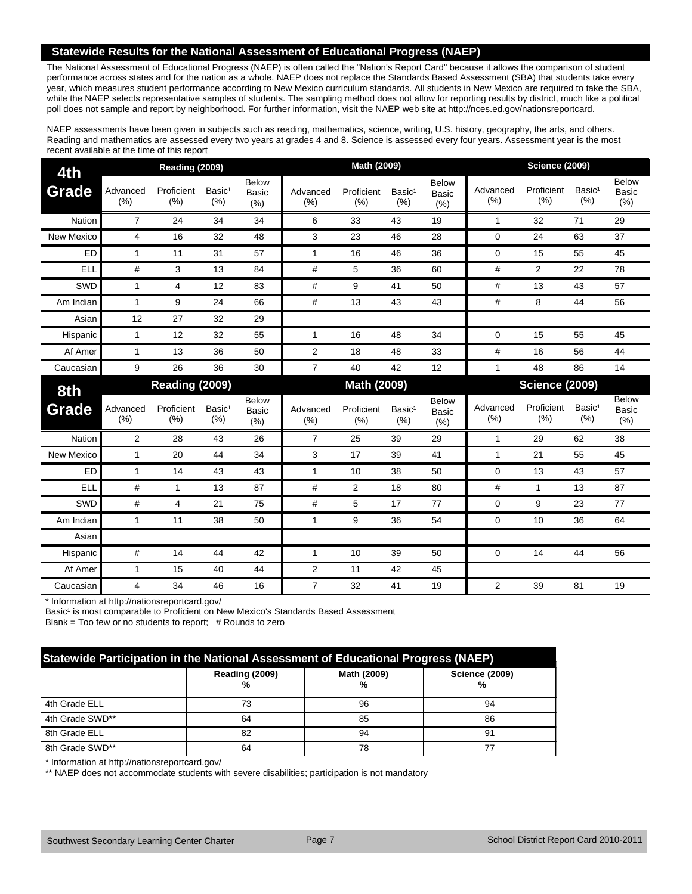## Statewide Results for the National Assessment of Educational Progress (NAEP)

The National Assessment of Educational Progress (NAEP) is often called the "Nation's Report Card" because it allows the comparison of student performance across states and for the nation as a whole. NAEP does not replace the Standards Based Assessment (SBA) that students take every year, which measures student performance according to New Mexico curriculum standards. All students in New Mexico are required to take the SBA, while the NAEP selects representative samples of students. The sampling method does not allow for reporting results by district, much like a political poll does not sample and report by neighborhood. For further information, visit the NAEP web site at http://nces.ed.gov/nationsreportcard.

NAEP assessments have been given in subjects such as reading, mathematics, science, writing, U.S. history, geography, the arts, and others. Reading and mathematics are assessed every two years at grades 4 and 8. Science is assessed every four years. Assessment year is the most recent available at the time of this report

| 4th Grade | Reading (2009) | | | | Math (2009) | | | | Science (2009) | | | |
|---|---|---|---|---|---|---|---|---|---|---|---|---|
| | Advanced (%) | Proficient (%) | Basic[1] (%) | Below Basic (%) | Advanced (%) | Proficient (%) | Basic[1] (%) | Below Basic (%) | Advanced (%) | Proficient (%) | Basic[1] (%) | Below Basic (%) |
| Nation | 7 | 24 | 34 | 34 | 6 | 33 | 43 | 19 | 1 | 32 | 71 | 29 |
| New Mexico | 4 | 16 | 32 | 48 | 3 | 23 | 46 | 28 | 0 | 24 | 63 | 37 |
| ED | 1 | 11 | 31 | 57 | 1 | 16 | 46 | 36 | 0 | 15 | 55 | 45 |
| ELL | # | 3 | 13 | 84 | # | 5 | 36 | 60 | # | 2 | 22 | 78 |
| SWD | 1 | 4 | 12 | 83 | # | 9 | 41 | 50 | # | 13 | 43 | 57 |
| Am Indian | 1 | 9 | 24 | 66 | # | 13 | 43 | 43 | # | 8 | 44 | 56 |
| Asian | 12 | 27 | 32 | 29 | | | | | | | | |
| Hispanic | 1 | 12 | 32 | 55 | 1 | 16 | 48 | 34 | 0 | 15 | 55 | 45 |
| Af Amer | 1 | 13 | 36 | 50 | 2 | 18 | 48 | 33 | # | 16 | 56 | 44 |
| Caucasian | 9 | 26 | 36 | 30 | 7 | 40 | 42 | 12 | 1 | 48 | 86 | 14 |

| 8th Grade | Reading (2009) | | | | Math (2009) | | | | Science (2009) | | | |
|---|---|---|---|---|---|---|---|---|---|---|---|---|
| | Advanced (%) | Proficient (%) | Basic[1] (%) | Below Basic (%) | Advanced (%) | Proficient (%) | Basic[1] (%) | Below Basic (%) | Advanced (%) | Proficient (%) | Basic[1] (%) | Below Basic (%) |
| Nation | 2 | 28 | 43 | 26 | 7 | 25 | 39 | 29 | 1 | 29 | 62 | 38 |
| New Mexico | 1 | 20 | 44 | 34 | 3 | 17 | 39 | 41 | 1 | 21 | 55 | 45 |
| ED | 1 | 14 | 43 | 43 | 1 | 10 | 38 | 50 | 0 | 13 | 43 | 57 |
| ELL | # | 1 | 13 | 87 | # | 2 | 18 | 80 | # | 1 | 13 | 87 |
| SWD | # | 4 | 21 | 75 | # | 5 | 17 | 77 | 0 | 9 | 23 | 77 |
| Am Indian | 1 | 11 | 38 | 50 | 1 | 9 | 36 | 54 | 0 | 10 | 36 | 64 |
| Asian | | | | | | | | | | | | |
| Hispanic | # | 14 | 44 | 42 | 1 | 10 | 39 | 50 | 0 | 14 | 44 | 56 |
| Af Amer | 1 | 15 | 40 | 44 | 2 | 11 | 42 | 45 | | | | |
| Caucasian | 4 | 34 | 46 | 16 | 7 | 32 | 41 | 19 | 2 | 39 | 81 | 19 |

\* Information at http://nationsreportcard.gov/

Basic[1] is most comparable to Proficient on New Mexico's Standards Based Assessment

Blank = Too few or no students to report; # Rounds to zero

## Statewide Participation in the National Assessment of Educational Progress (NAEP)

| | Reading (2009) % | Math (2009) % | Science (2009) % |
|---|---|---|---|
| 4th Grade ELL | 73 | 96 | 94 |
| 4th Grade SWD** | 64 | 85 | 86 |
| 8th Grade ELL | 82 | 94 | 91 |
| 8th Grade SWD** | 64 | 78 | 77 |

\* Information at http://nationsreportcard.gov/

** NAEP does not accommodate students with severe disabilities; participation is not mandatory